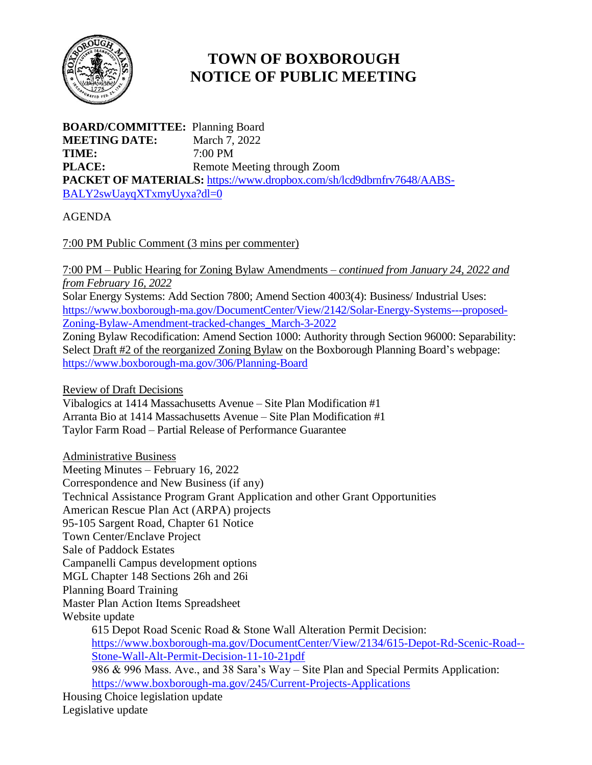# TOWN OF BOXBOROUGH
# NOTICE OF PUBLIC MEETING

**BOARD/COMMITTEE:** Planning Board
**MEETING DATE:** March 7, 2022
**TIME:** 7:00 PM
**PLACE:** Remote Meeting through Zoom
**PACKET OF MATERIALS:** https://www.dropbox.com/sh/lcd9dbrnfrv7648/AABS-BALY2swUayqXTxmyUyxa?dl=0

AGENDA

7:00 PM Public Comment (3 mins per commenter)

7:00 PM – Public Hearing for Zoning Bylaw Amendments – *continued from January 24, 2022 and from February 16, 2022*

Solar Energy Systems: Add Section 7800; Amend Section 4003(4): Business/ Industrial Uses: https://www.boxborough-ma.gov/DocumentCenter/View/2142/Solar-Energy-Systems---proposed-Zoning-Bylaw-Amendment-tracked-changes_March-3-2022

Zoning Bylaw Recodification: Amend Section 1000: Authority through Section 96000: Separability: Select Draft #2 of the reorganized Zoning Bylaw on the Boxborough Planning Board's webpage: https://www.boxborough-ma.gov/306/Planning-Board

Review of Draft Decisions

Vibalogics at 1414 Massachusetts Avenue – Site Plan Modification #1
Arranta Bio at 1414 Massachusetts Avenue – Site Plan Modification #1
Taylor Farm Road – Partial Release of Performance Guarantee

Administrative Business

Meeting Minutes – February 16, 2022
Correspondence and New Business (if any)
Technical Assistance Program Grant Application and other Grant Opportunities
American Rescue Plan Act (ARPA) projects
95-105 Sargent Road, Chapter 61 Notice
Town Center/Enclave Project
Sale of Paddock Estates
Campanelli Campus development options
MGL Chapter 148 Sections 26h and 26i
Planning Board Training
Master Plan Action Items Spreadsheet
Website update

- 615 Depot Road Scenic Road & Stone Wall Alteration Permit Decision: https://www.boxborough-ma.gov/DocumentCenter/View/2134/615-Depot-Rd-Scenic-Road--Stone-Wall-Alt-Permit-Decision-11-10-21pdf
- 986 & 996 Mass. Ave., and 38 Sara's Way – Site Plan and Special Permits Application: https://www.boxborough-ma.gov/245/Current-Projects-Applications

Housing Choice legislation update
Legislative update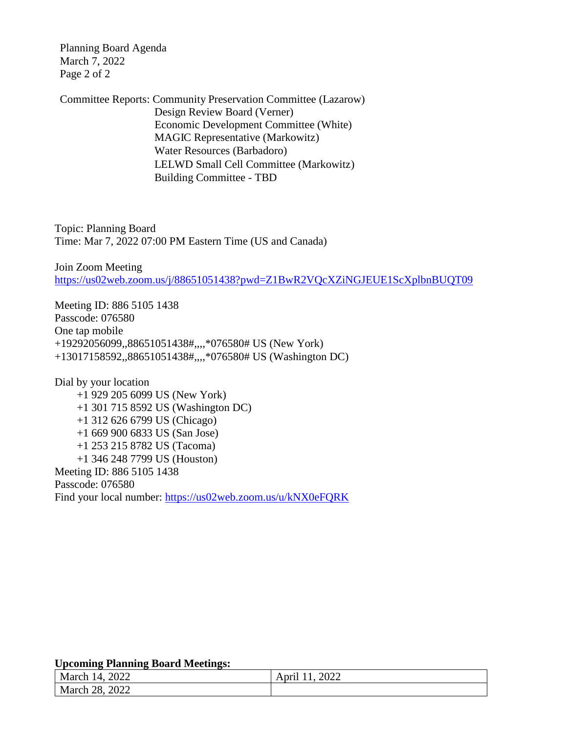Committee Reports: Community Preservation Committee (Lazarow)
Design Review Board (Verner)
Economic Development Committee (White)
MAGIC Representative (Markowitz)
Water Resources (Barbadoro)
LELWD Small Cell Committee (Markowitz)
Building Committee - TBD

Topic: Planning Board
Time: Mar 7, 2022 07:00 PM Eastern Time (US and Canada)

Join Zoom Meeting
https://us02web.zoom.us/j/88651051438?pwd=Z1BwR2VQcXZiNGJEUE1ScXplbnBUQT09

Meeting ID: 886 5105 1438
Passcode: 076580
One tap mobile
+19292056099,,88651051438#,,,,*076580# US (New York)
+13017158592,,88651051438#,,,,*076580# US (Washington DC)

Dial by your location
+1 929 205 6099 US (New York)
+1 301 715 8592 US (Washington DC)
+1 312 626 6799 US (Chicago)
+1 669 900 6833 US (San Jose)
+1 253 215 8782 US (Tacoma)
+1 346 248 7799 US (Houston)
Meeting ID: 886 5105 1438
Passcode: 076580
Find your local number: https://us02web.zoom.us/u/kNX0eFQRK

**Upcoming Planning Board Meetings:**

| | |
|---|---|
| March 14, 2022 | April 11, 2022 |
| March 28, 2022 | |